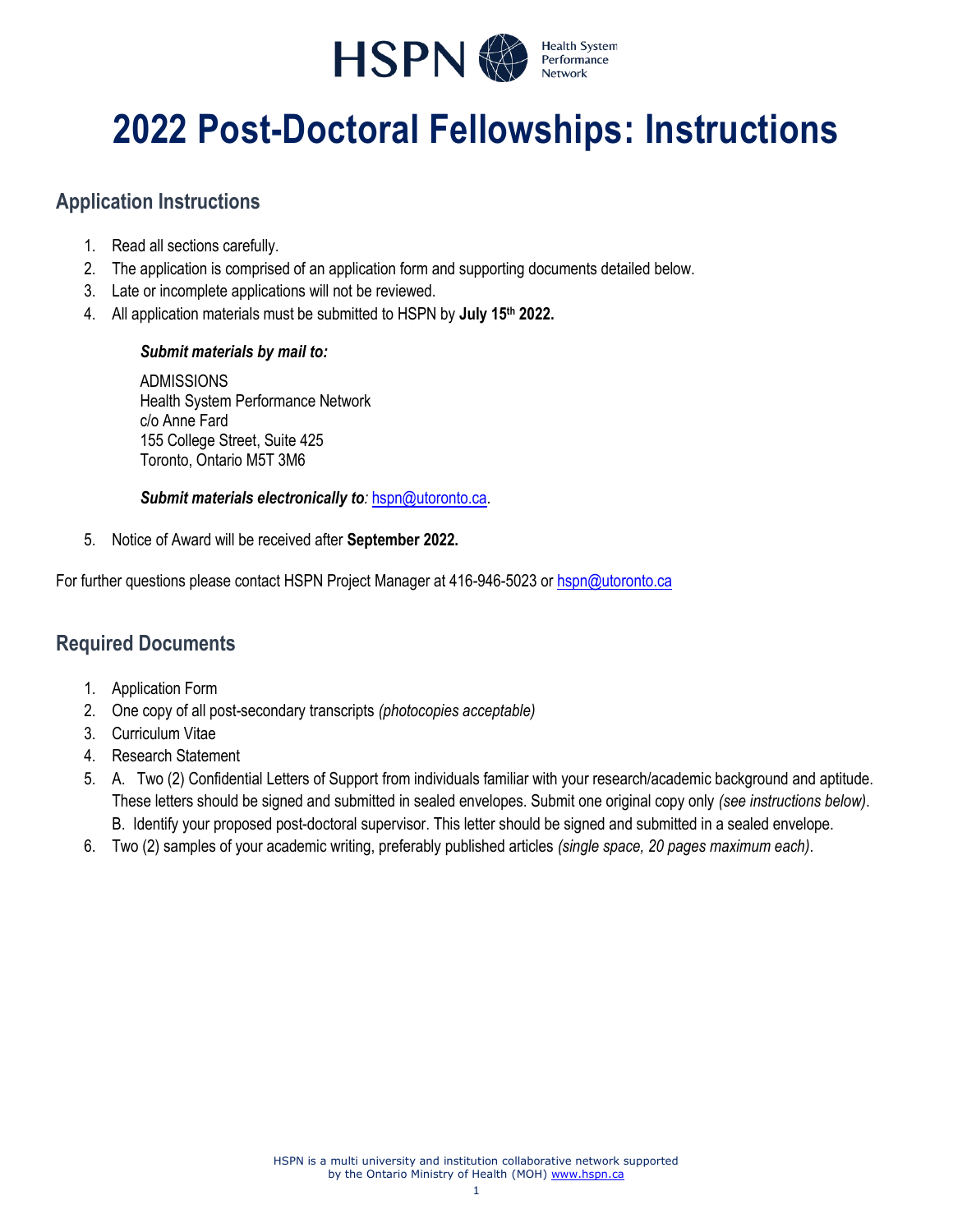HSPN Health System Performance Network

# 2022 Post-Doctoral Fellowships: Instructions

## Application Instructions

1. Read all sections carefully.
2. The application is comprised of an application form and supporting documents detailed below.
3. Late or incomplete applications will not be reviewed.
4. All application materials must be submitted to HSPN by **July 15th 2022.**

   ***Submit materials by mail to:***

   ADMISSIONS
   Health System Performance Network
   c/o Anne Fard
   155 College Street, Suite 425
   Toronto, Ontario M5T 3M6

   ***Submit materials electronically to:*** hspn@utoronto.ca.

5. Notice of Award will be received after **September 2022.**

For further questions please contact HSPN Project Manager at 416-946-5023 or hspn@utoronto.ca

## Required Documents

1. Application Form
2. One copy of all post-secondary transcripts *(photocopies acceptable)*
3. Curriculum Vitae
4. Research Statement
5. A. Two (2) Confidential Letters of Support from individuals familiar with your research/academic background and aptitude. These letters should be signed and submitted in sealed envelopes. Submit one original copy only *(see instructions below)*.
   B. Identify your proposed post-doctoral supervisor. This letter should be signed and submitted in a sealed envelope.
6. Two (2) samples of your academic writing, preferably published articles *(single space, 20 pages maximum each)*.

HSPN is a multi university and institution collaborative network supported by the Ontario Ministry of Health (MOH) www.hspn.ca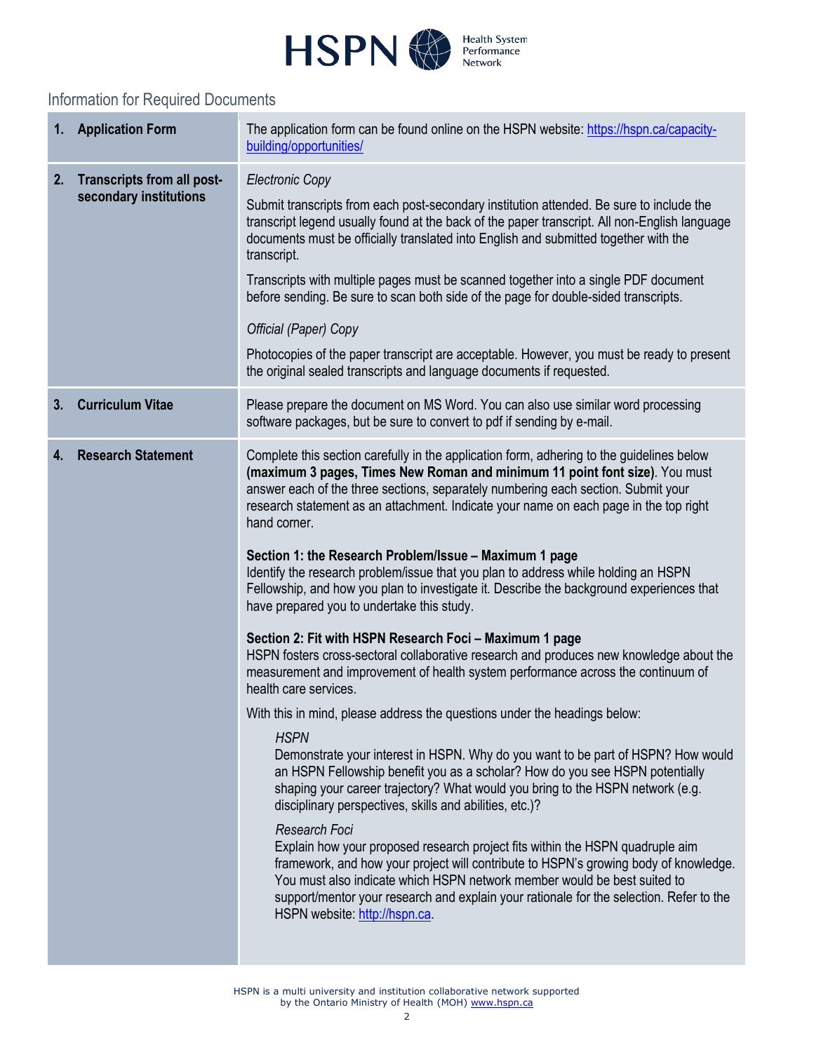## Information for Required Documents

| | |
|---|---|
| **1. Application Form** | The application form can be found online on the HSPN website: https://hspn.ca/capacity-building/opportunities/ |
| **2. Transcripts from all post-secondary institutions** | *Electronic Copy*<br><br>Submit transcripts from each post-secondary institution attended. Be sure to include the transcript legend usually found at the back of the paper transcript. All non-English language documents must be officially translated into English and submitted together with the transcript.<br><br>Transcripts with multiple pages must be scanned together into a single PDF document before sending. Be sure to scan both side of the page for double-sided transcripts.<br><br>*Official (Paper) Copy*<br><br>Photocopies of the paper transcript are acceptable. However, you must be ready to present the original sealed transcripts and language documents if requested. |
| **3. Curriculum Vitae** | Please prepare the document on MS Word. You can also use similar word processing software packages, but be sure to convert to pdf if sending by e-mail. |
| **4. Research Statement** | Complete this section carefully in the application form, adhering to the guidelines below **(maximum 3 pages, Times New Roman and minimum 11 point font size)**. You must answer each of the three sections, separately numbering each section. Submit your research statement as an attachment. Indicate your name on each page in the top right hand corner.<br><br>**Section 1: the Research Problem/Issue – Maximum 1 page**<br>Identify the research problem/issue that you plan to address while holding an HSPN Fellowship, and how you plan to investigate it. Describe the background experiences that have prepared you to undertake this study.<br><br>**Section 2: Fit with HSPN Research Foci – Maximum 1 page**<br>HSPN fosters cross-sectoral collaborative research and produces new knowledge about the measurement and improvement of health system performance across the continuum of health care services.<br><br>With this in mind, please address the questions under the headings below:<br><br>*HSPN*<br>Demonstrate your interest in HSPN. Why do you want to be part of HSPN? How would an HSPN Fellowship benefit you as a scholar? How do you see HSPN potentially shaping your career trajectory? What would you bring to the HSPN network (e.g. disciplinary perspectives, skills and abilities, etc.)?<br><br>*Research Foci*<br>Explain how your proposed research project fits within the HSPN quadruple aim framework, and how your project will contribute to HSPN's growing body of knowledge. You must also indicate which HSPN network member would be best suited to support/mentor your research and explain your rationale for the selection. Refer to the HSPN website: http://hspn.ca. |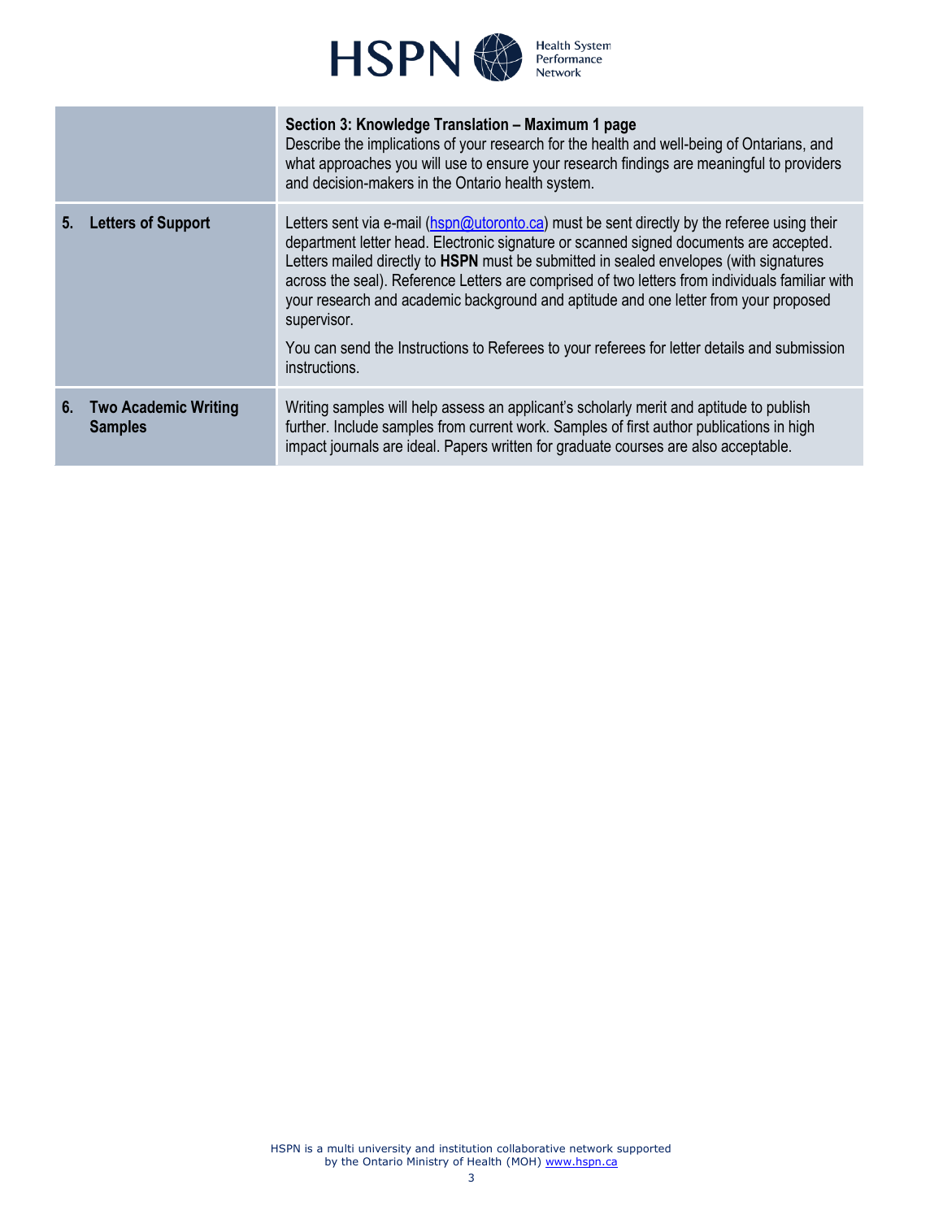| | |
|---|---|
| | **Section 3: Knowledge Translation – Maximum 1 page**<br>Describe the implications of your research for the health and well-being of Ontarians, and what approaches you will use to ensure your research findings are meaningful to providers and decision-makers in the Ontario health system. |
| **5. Letters of Support** | Letters sent via e-mail (hspn@utoronto.ca) must be sent directly by the referee using their department letter head. Electronic signature or scanned signed documents are accepted. Letters mailed directly to **HSPN** must be submitted in sealed envelopes (with signatures across the seal). Reference Letters are comprised of two letters from individuals familiar with your research and academic background and aptitude and one letter from your proposed supervisor.<br><br>You can send the Instructions to Referees to your referees for letter details and submission instructions. |
| **6. Two Academic Writing Samples** | Writing samples will help assess an applicant's scholarly merit and aptitude to publish further. Include samples from current work. Samples of first author publications in high impact journals are ideal. Papers written for graduate courses are also acceptable. |